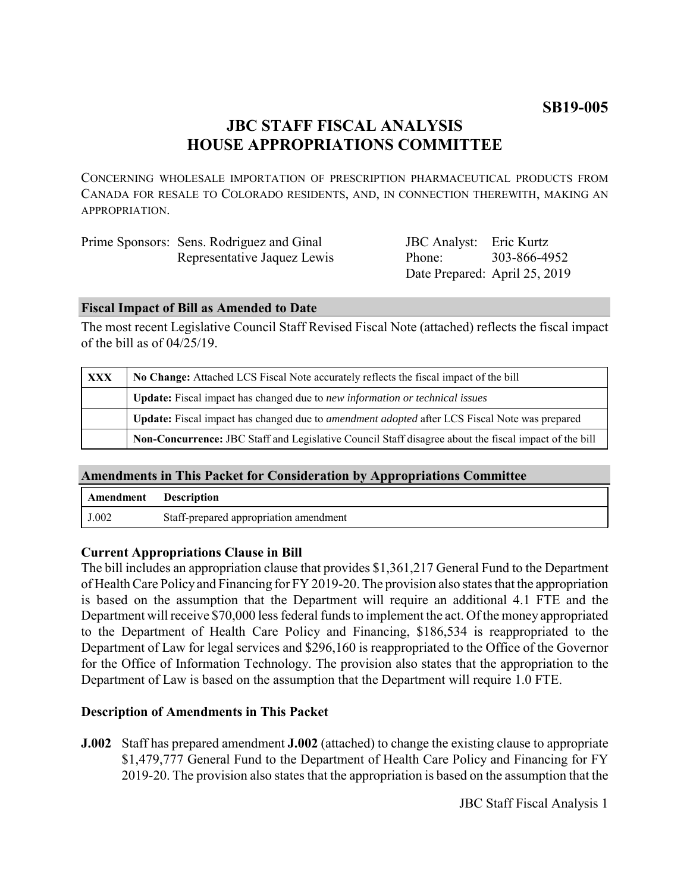**SB19-005**

# JBC STAFF FISCAL ANALYSIS
# HOUSE APPROPRIATIONS COMMITTEE

CONCERNING WHOLESALE IMPORTATION OF PRESCRIPTION PHARMACEUTICAL PRODUCTS FROM CANADA FOR RESALE TO COLORADO RESIDENTS, AND, IN CONNECTION THEREWITH, MAKING AN APPROPRIATION.

Prime Sponsors: Sens. Rodriguez and Ginal
Representative Jaquez Lewis

JBC Analyst: Eric Kurtz
Phone: 303-866-4952
Date Prepared: April 25, 2019

## Fiscal Impact of Bill as Amended to Date

The most recent Legislative Council Staff Revised Fiscal Note (attached) reflects the fiscal impact of the bill as of 04/25/19.

| | |
|---|---|
| XXX | **No Change:** Attached LCS Fiscal Note accurately reflects the fiscal impact of the bill |
| | **Update:** Fiscal impact has changed due to *new information or technical issues* |
| | **Update:** Fiscal impact has changed due to *amendment adopted* after LCS Fiscal Note was prepared |
| | **Non-Concurrence:** JBC Staff and Legislative Council Staff disagree about the fiscal impact of the bill |

## Amendments in This Packet for Consideration by Appropriations Committee

| Amendment | Description |
|---|---|
| J.002 | Staff-prepared appropriation amendment |

### Current Appropriations Clause in Bill

The bill includes an appropriation clause that provides $1,361,217 General Fund to the Department of Health Care Policy and Financing for FY 2019-20. The provision also states that the appropriation is based on the assumption that the Department will require an additional 4.1 FTE and the Department will receive $70,000 less federal funds to implement the act. Of the money appropriated to the Department of Health Care Policy and Financing, $186,534 is reappropriated to the Department of Law for legal services and $296,160 is reappropriated to the Office of the Governor for the Office of Information Technology. The provision also states that the appropriation to the Department of Law is based on the assumption that the Department will require 1.0 FTE.

### Description of Amendments in This Packet

**J.002** Staff has prepared amendment **J.002** (attached) to change the existing clause to appropriate $1,479,777 General Fund to the Department of Health Care Policy and Financing for FY 2019-20. The provision also states that the appropriation is based on the assumption that the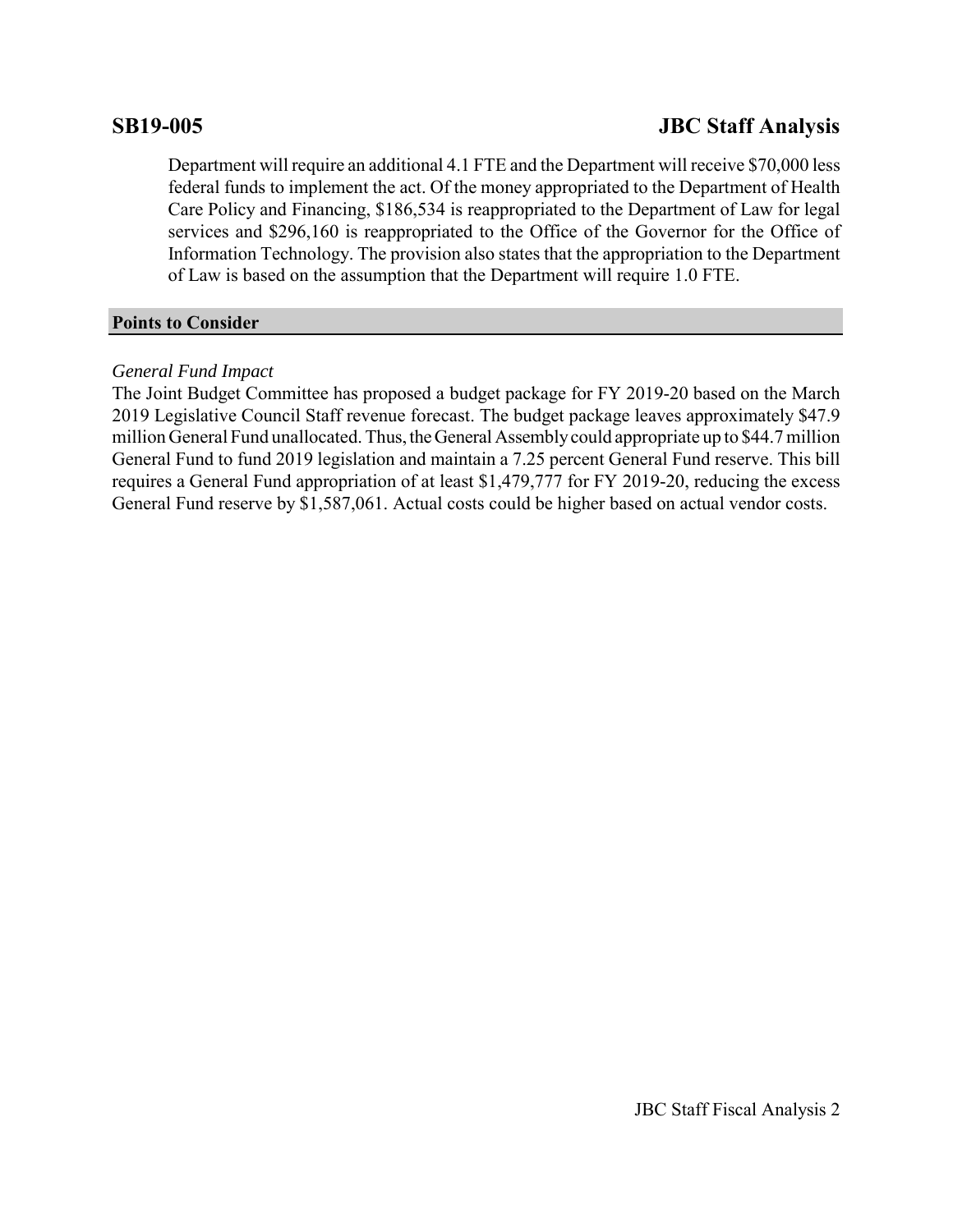Department will require an additional 4.1 FTE and the Department will receive $70,000 less federal funds to implement the act. Of the money appropriated to the Department of Health Care Policy and Financing, $186,534 is reappropriated to the Department of Law for legal services and $296,160 is reappropriated to the Office of the Governor for the Office of Information Technology. The provision also states that the appropriation to the Department of Law is based on the assumption that the Department will require 1.0 FTE.

## Points to Consider

*General Fund Impact*

The Joint Budget Committee has proposed a budget package for FY 2019-20 based on the March 2019 Legislative Council Staff revenue forecast. The budget package leaves approximately $47.9 million General Fund unallocated. Thus, the General Assembly could appropriate up to $44.7 million General Fund to fund 2019 legislation and maintain a 7.25 percent General Fund reserve. This bill requires a General Fund appropriation of at least $1,479,777 for FY 2019-20, reducing the excess General Fund reserve by $1,587,061. Actual costs could be higher based on actual vendor costs.